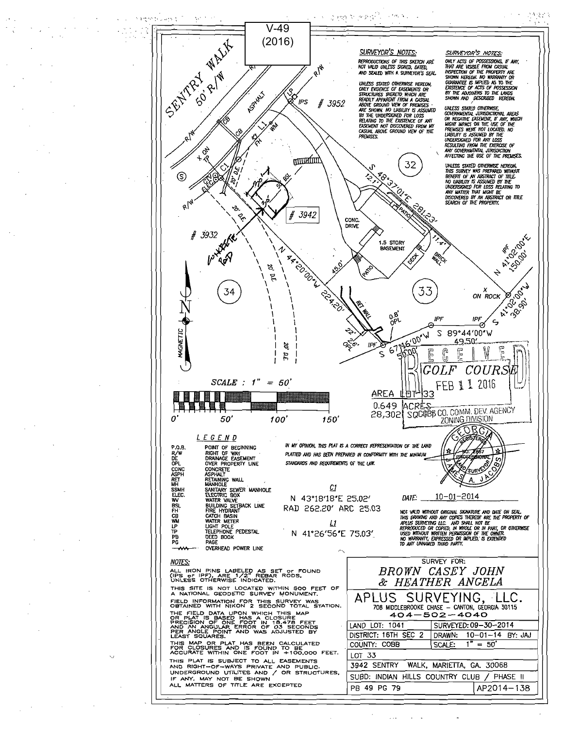V-49 (2016)

SENTRY WALK 50' R/W

ASPHALT

IPS # 3952

\# 3942

\# 3932

CONC. DRIVE

1.5 STORY BASEMENT

PATIO

DECK

BRICK WALL

RET WALL

S 48°37'01"E 281.23'

12.1'

11.4'

45.0'

N 44°20'00"W 224.20'

N 41°02'00"E 150.00'

S 41°02'00"W 38.90'

X ON ROCK

IPF

S 89°44'00"W 49.50'

S 67°16'00"W 50.00'

0.8' OPL

2.6' OPL

22'

20' D.E.

50' BSL

30'

20' DE

C1

L1

32

33

34

MAGNETIC N

GOLF COURSE

RECEIVED FEB 11 2016 COBB CO. COMM. DEV. AGENCY ZONING DIVISION

AREA LOT 33
0.649 ACRES
28,302 SQ.FT.

SCALE : 1" = 50'

0' 50' 100' 150'

## SURVEYOR'S NOTES:

REPRODUCTIONS OF THIS SKETCH ARE NOT VALID UNLESS SIGNED, DATED, AND SEALED WITH A SURVEYOR'S SEAL.

UNLESS STATED OTHERWISE HEREON, ONLY EVIDENCE OF EASEMENTS OR STRUCTURES THERETO WHICH ARE READILY APPARENT FROM A CASUAL ABOVE GROUND VIEW OF PREMISES ARE SHOWN. NO LIABILITY IS ASSUMED BY THE UNDERSIGNED FOR LOSS RELATING TO THE EXISTENCE OF ANY EASEMENT NOT DISCOVERED FROM MY CASUAL ABOVE GROUND VIEW OF THE PREMISES.

## SURVEYOR'S NOTES:

ONLY ACTS OF POSSESSIONS, IF ANY, THAT ARE VISIBLE FROM CASUAL INSPECTION OF THE PROPERTY ARE SHOWN HEREON. NO WARRANTY OR GUARANTEE IS IMPLIED AS TO THE EXISTENCE OF ACTS OF POSSESSION BY THE ADJOINERS TO THE LANDS SHOWN AND DESCRIBED HEREON.

UNLESS STATED OTHERWISE, GOVERNMENTAL JURISDICTIONAL AREAS OR NEGATIVE EASEMENT, IF ANY, WHICH MIGHT IMPACT ON THE USE OF THE PREMISES WERE NOT LOCATED. NO LIABILITY IS ASSUMED BY THE UNDERSIGNED FOR ANY LOSS RESULTING FROM THE EXERCISE OF ANY GOVERNMENTAL JURISDICTION AFFECTING THE USE OF THE PREMISES.

UNLESS STATED OTHERWISE HEREON, THIS SURVEY WAS PREPARED WITHOUT BENEFIT OF AN ABSTRACT OF TITLE. NO LIABILITY IS ASSUMED BY THE UNDERSIGNED FOR LOSS RELATING TO ANY MATTER THAT MIGHT BE DISCOVERED BY AN ABSTRACT OR TITLE SEARCH OF THE PROPERTY.

## LEGEND

| | |
|---|---|
| P.O.B. | POINT OF BEGINNING |
| R/W | RIGHT OF WAY |
| DE | DRAINAGE EASEMENT |
| OPL | OVER PROPERTY LINE |
| CONC | CONCRETE |
| ASPH | ASPHALT |
| RET | RETAINING WALL |
| MH | MANHOLE |
| SSMH | SANITARY SEWER MANHOLE |
| ELEC. | ELECTRIC BOX |
| WV | WATER VALVE |
| BSL | BUILDING SETBACK LINE |
| FH | FIRE HYDRANT |
| CB | CATCH BASIN |
| WM | WATER METER |
| LP | LIGHT POLE |
| TP | TELEPHONE PEDESTAL |
| DB | DEED BOOK |
| PG | PAGE |
| —ww— | OVERHEAD POWER LINE |

IN MY OPINION, THIS PLAT IS A CORRECT REPRESENTATION OF THE LAND PLATTED AND HAS BEEN PREPARED IN CONFORMITY WITH THE MINIMUM STANDARDS AND REQUIREMENTS OF THE LAW.

C1
N 43°18'18"E 25.02'
RAD 262.20' ARC 25.03

L1
N 41°26'56"E 75.03'

DATE: 10-01-2014

GEORGIA REGISTERED NO. 2667 PROFESSIONAL LAND SURVEYOR JAMES A. JACOBS

NOT VALID WITHOUT ORIGINAL SIGNATURE AND DATE ON SEAL. THIS DRAWING AND ANY COPIES THEREOF ARE THE PROPERTY OF APLUS SURVEYING LLC. AND SHALL NOT BE REPRODUCED OR COPIED, IN WHOLE OR IN PART, OR OTHERWISE USED WITHOUT WRITTEN PERMISSION OF THE OWNER. NO WARRANTY, EXPRESSED OR IMPLIED, IS EXTENDED TO ANY UNNAMED THIRD PARTY.

## NOTES:

ALL IRON PINS LABELED AS SET or FOUND (IPS or IPF), ARE 1/2" REBAR RODS, UNLESS OTHERWISE INDICATED.

THIS SITE IS NOT LOCATED WITHIN 500 FEET OF A NATIONAL GEODETIC SURVEY MONUMENT.

FIELD INFORMATION FOR THIS SURVEY WAS OBTAINED WITH NIKON 2 SECOND TOTAL STATION.

THE FIELD DATA UPON WHICH THIS MAP OR PLAT IS BASED HAS A CLOSURE PRECISION OF ONE FOOT IN 18,478 FEET AND AN ANGULAR ERROR OF 03 SECONDS PER ANGLE POINT AND WAS ADJUSTED BY LEAST SQUARES.

THIS MAP OR PLAT HAS BEEN CALCULATED FOR CLOSURES AND IS FOUND TO BE ACCURATE WITHIN ONE FOOT IN +100,000 FEET.

THIS PLAT IS SUBJECT TO ALL EASEMENTS AND RIGHT-OF-WAYS PRIVATE AND PUBLIC. UNDERGROUND UTILITIES AND / OR STRUCTURES, IF ANY, MAY NOT BE SHOWN

ALL MATTERS OF TITLE ARE EXCEPTED

SURVEY FOR:
*BROWN CASEY JOHN & HEATHER ANGELA*

APLUS SURVEYING, LLC.
708 MIDDLEBROOKE CHASE – CANTON, GEORGIA 30115
404-502-4040

| | |
|---|---|
| LAND LOT: 1041 | SURVEYED: 09-30-2014 |
| DISTRICT: 16TH SEC 2 | DRAWN: 10-01-14 BY: JAJ |
| COUNTY: COBB | SCALE: 1" = 50' |
| LOT 33 | |
| 3942 SENTRY WALK, MARIETTA, GA. 30068 | |
| SUBD: INDIAN HILLS COUNTRY CLUB / PHASE II | |
| PB 49 PG 79 | AP2014-138 |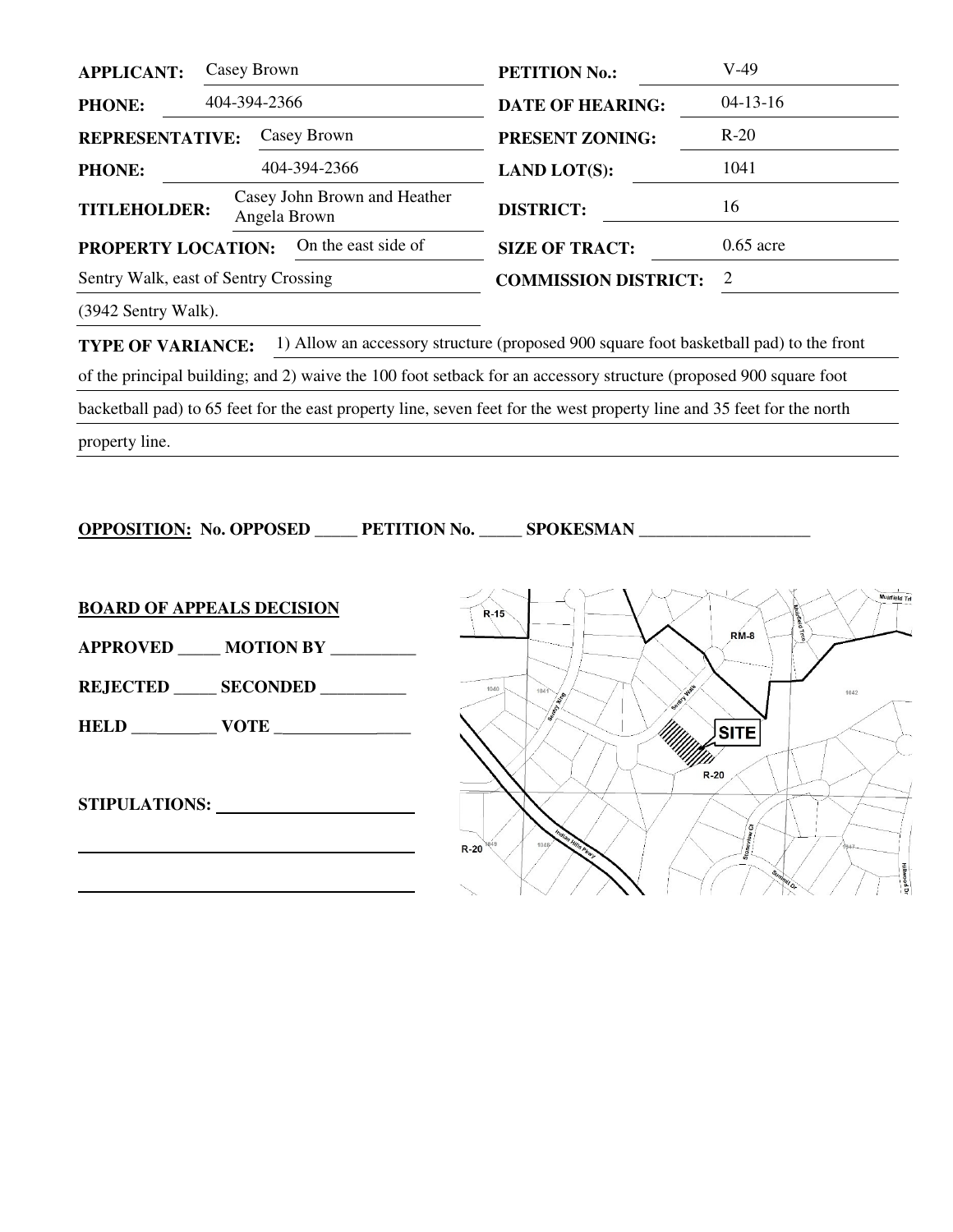| | | | |
|---|---|---|---|
| **APPLICANT:** | Casey Brown | **PETITION No.:** | V-49 |
| **PHONE:** | 404-394-2366 | **DATE OF HEARING:** | 04-13-16 |
| **REPRESENTATIVE:** | Casey Brown | **PRESENT ZONING:** | R-20 |
| **PHONE:** | 404-394-2366 | **LAND LOT(S):** | 1041 |
| **TITLEHOLDER:** | Casey John Brown and Heather Angela Brown | **DISTRICT:** | 16 |
| **PROPERTY LOCATION:** | On the east side of Sentry Walk, east of Sentry Crossing (3942 Sentry Walk). | **SIZE OF TRACT:** | 0.65 acre |
| | | **COMMISSION DISTRICT:** | 2 |

**TYPE OF VARIANCE:** 1) Allow an accessory structure (proposed 900 square foot basketball pad) to the front of the principal building; and 2) waive the 100 foot setback for an accessory structure (proposed 900 square foot backetball pad) to 65 feet for the east property line, seven feet for the west property line and 35 feet for the north property line.

**OPPOSITION:** **No. OPPOSED _____ PETITION No. _____ SPOKESMAN ____________________**

**BOARD OF APPEALS DECISION**

**APPROVED _____ MOTION BY __________**

**REJECTED _____ SECONDED __________**

**HELD __________ VOTE ________________**

**STIPULATIONS:** ______________________

R-15 RM-8 Muirfield Trl Muirfield Trce Sentry Walk Sentry Xing 1040 1041 1042 SITE R-20 R-20 Indian Hills Pkwy 1049 1048 1047 Stoneview Ct Summit Dr Hillwood Dr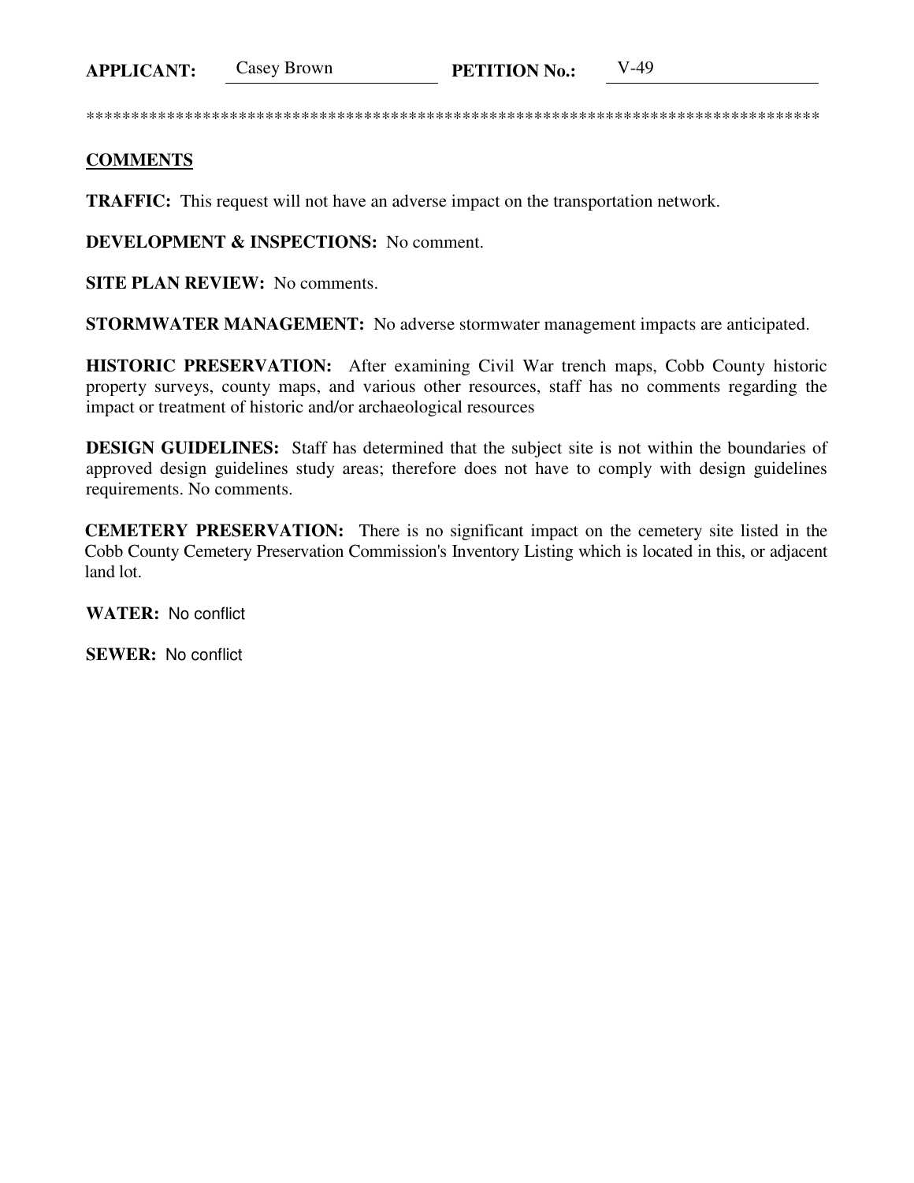**APPLICANT:** Casey Brown **PETITION No.:** V-49

************************************************************************************

**COMMENTS**

**TRAFFIC:** This request will not have an adverse impact on the transportation network.

**DEVELOPMENT & INSPECTIONS:** No comment.

**SITE PLAN REVIEW:** No comments.

**STORMWATER MANAGEMENT:** No adverse stormwater management impacts are anticipated.

**HISTORIC PRESERVATION:** After examining Civil War trench maps, Cobb County historic property surveys, county maps, and various other resources, staff has no comments regarding the impact or treatment of historic and/or archaeological resources

**DESIGN GUIDELINES:** Staff has determined that the subject site is not within the boundaries of approved design guidelines study areas; therefore does not have to comply with design guidelines requirements. No comments.

**CEMETERY PRESERVATION:** There is no significant impact on the cemetery site listed in the Cobb County Cemetery Preservation Commission's Inventory Listing which is located in this, or adjacent land lot.

**WATER:** No conflict

**SEWER:** No conflict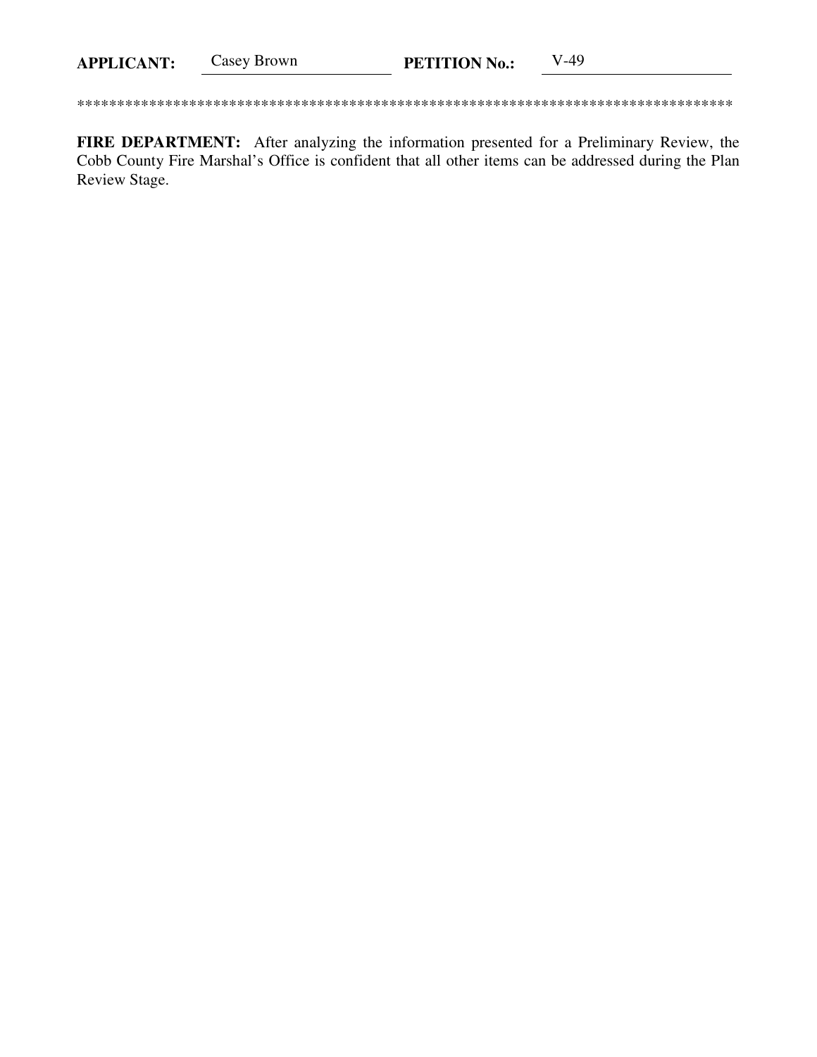**APPLICANT:** Casey Brown **PETITION No.:** V-49

*************************************************************************************

**FIRE DEPARTMENT:** After analyzing the information presented for a Preliminary Review, the Cobb County Fire Marshal's Office is confident that all other items can be addressed during the Plan Review Stage.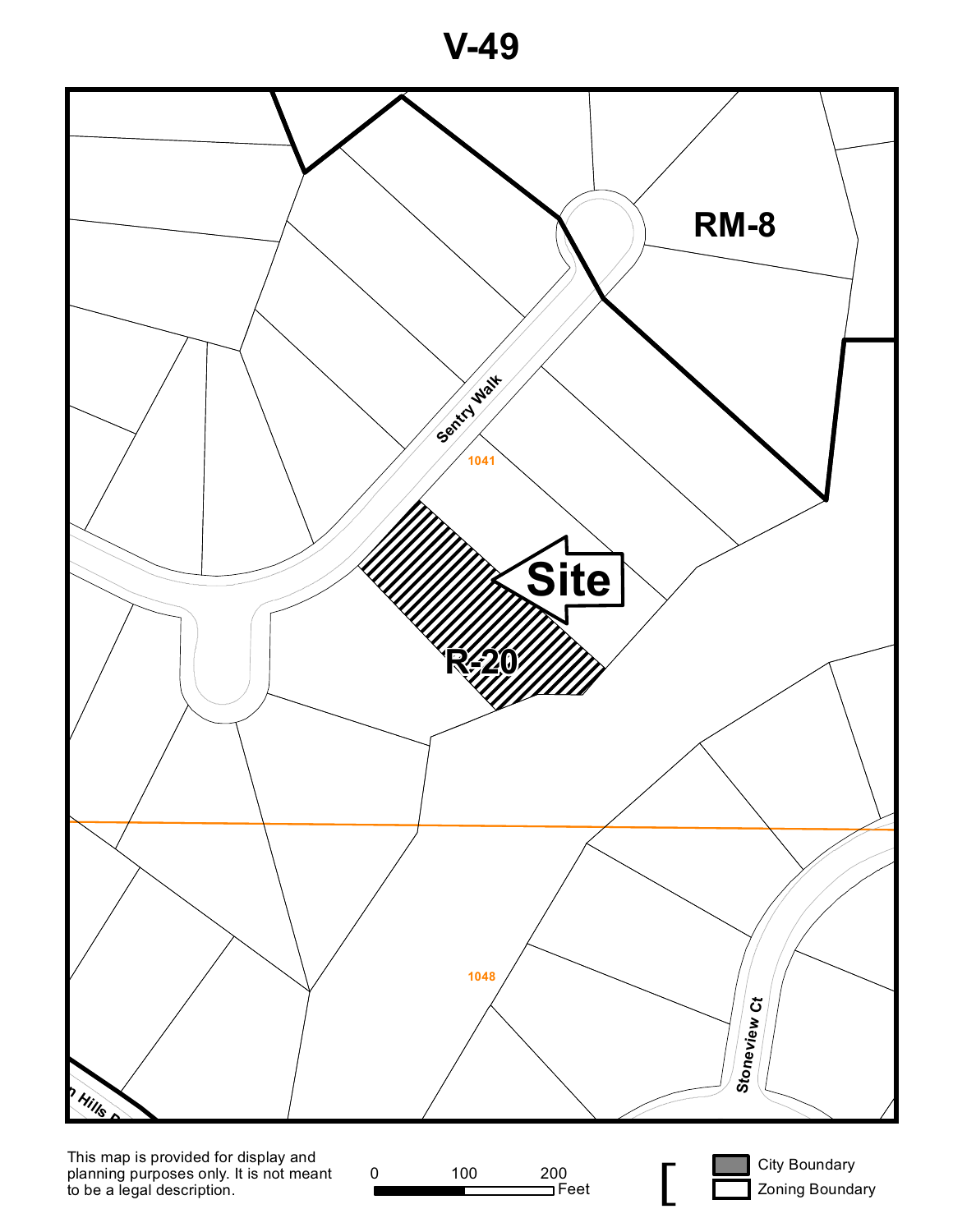# V-49

RM-8

Sentry Walk

1041

Site

R-20

1048

Stoneview Ct

n Hills R

This map is provided for display and planning purposes only. It is not meant to be a legal description.

0 100 200 Feet

City Boundary

Zoning Boundary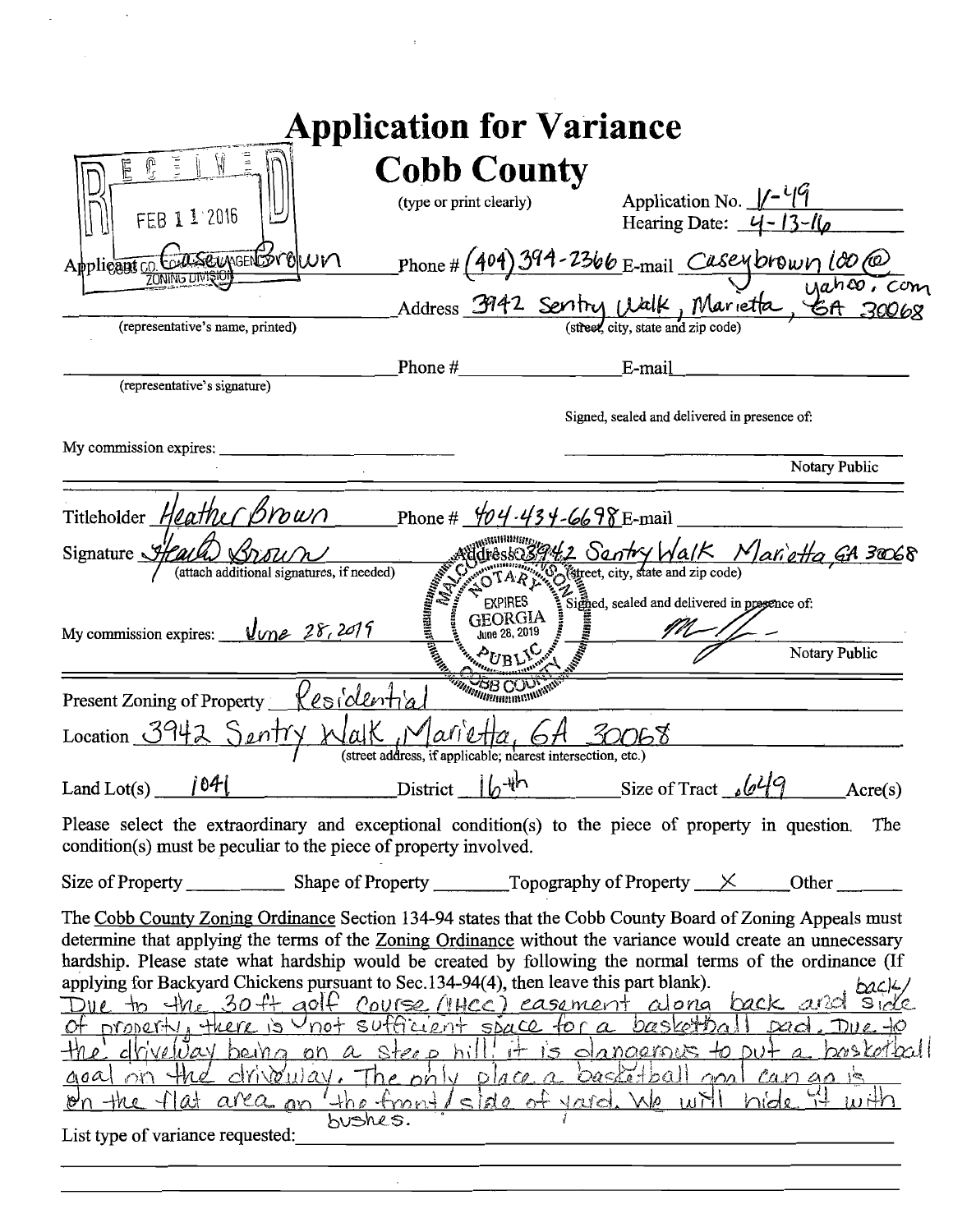# Application for Variance

## Cobb County

RECEIVED
FEB 11 2016
COBB CO. COMM. DEV. AGENCY
ZONING DIVISION

(type or print clearly)

Application No. V-49

Hearing Date: 4-13-16

Applicant Casey Brown Phone # (404) 394-2366 E-mail Caseybrown100@yahoo.com

Address 3942 Sentry Walk, Marietta, GA 30068

(representative's name, printed) (street, city, state and zip code)

_______________ Phone # _______ E-mail _______

(representative's signature)

Signed, sealed and delivered in presence of:

My commission expires: _______________

Notary Public

Titleholder Heather Brown Phone # 404-434-6698 E-mail _______

Signature Heather Brown Address 3942 Sentry Walk Marietta GA 30068

(attach additional signatures, if needed) (street, city, state and zip code)

MALCOLM OTARY EXPIRES GEORGIA June 28, 2019 PUBLIC COBB COUNTY

Signed, sealed and delivered in presence of:

My commission expires: June 28, 2019

Notary Public

Present Zoning of Property Residential

Location 3942 Sentry Walk, Marietta, GA 30068

(street address, if applicable; nearest intersection, etc.)

Land Lot(s) 1041 District 16th Size of Tract .649 Acre(s)

Please select the extraordinary and exceptional condition(s) to the piece of property in question. The condition(s) must be peculiar to the piece of property involved.

Size of Property _______ Shape of Property _______ Topography of Property X Other _______

The Cobb County Zoning Ordinance Section 134-94 states that the Cobb County Board of Zoning Appeals must determine that applying the terms of the Zoning Ordinance without the variance would create an unnecessary hardship. Please state what hardship would be created by following the normal terms of the ordinance (If applying for Backyard Chickens pursuant to Sec.134-94(4), then leave this part blank).

Due to the 30 ft golf course (IHCC) easement along back and back/side of property, there is not sufficient space for a basketball pad. Due to the driveway being on a steep hill! it is dangerous to put a basketball goal on the driveway. The only place a basketball goal can go is on the flat area on the front/side of yard. We will hide it with bushes.

List type of variance requested: _______________